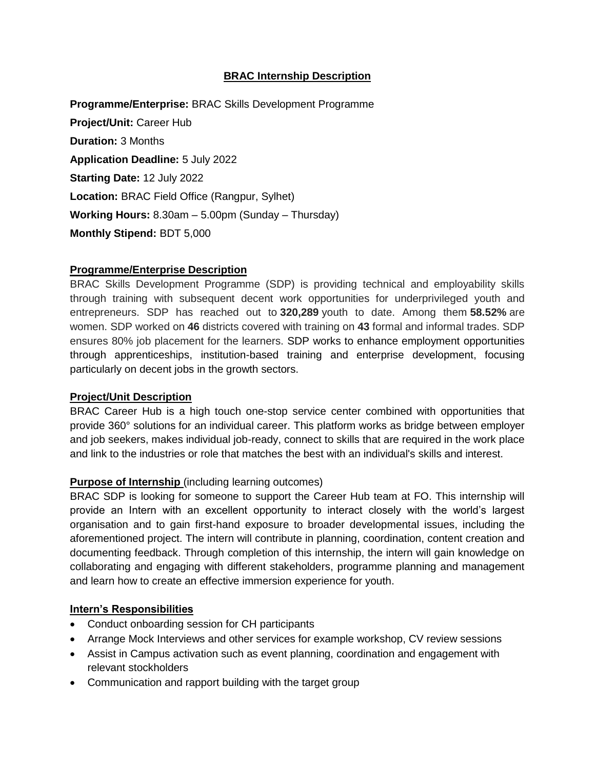# BRAC Internship Description

**Programme/Enterprise:** BRAC Skills Development Programme

**Project/Unit:** Career Hub

**Duration:** 3 Months

**Application Deadline:** 5 July 2022

**Starting Date:** 12 July 2022

**Location:** BRAC Field Office (Rangpur, Sylhet)

**Working Hours:** 8.30am – 5.00pm (Sunday – Thursday)

**Monthly Stipend:** BDT 5,000

## Programme/Enterprise Description

BRAC Skills Development Programme (SDP) is providing technical and employability skills through training with subsequent decent work opportunities for underprivileged youth and entrepreneurs. SDP has reached out to **320,289** youth to date. Among them **58.52%** are women. SDP worked on **46** districts covered with training on **43** formal and informal trades. SDP ensures 80% job placement for the learners. SDP works to enhance employment opportunities through apprenticeships, institution-based training and enterprise development, focusing particularly on decent jobs in the growth sectors.

## Project/Unit Description

BRAC Career Hub is a high touch one-stop service center combined with opportunities that provide 360° solutions for an individual career. This platform works as bridge between employer and job seekers, makes individual job-ready, connect to skills that are required in the work place and link to the industries or role that matches the best with an individual's skills and interest.

## Purpose of Internship (including learning outcomes)

BRAC SDP is looking for someone to support the Career Hub team at FO. This internship will provide an Intern with an excellent opportunity to interact closely with the world's largest organisation and to gain first-hand exposure to broader developmental issues, including the aforementioned project. The intern will contribute in planning, coordination, content creation and documenting feedback. Through completion of this internship, the intern will gain knowledge on collaborating and engaging with different stakeholders, programme planning and management and learn how to create an effective immersion experience for youth.

## Intern's Responsibilities

- Conduct onboarding session for CH participants
- Arrange Mock Interviews and other services for example workshop, CV review sessions
- Assist in Campus activation such as event planning, coordination and engagement with relevant stockholders
- Communication and rapport building with the target group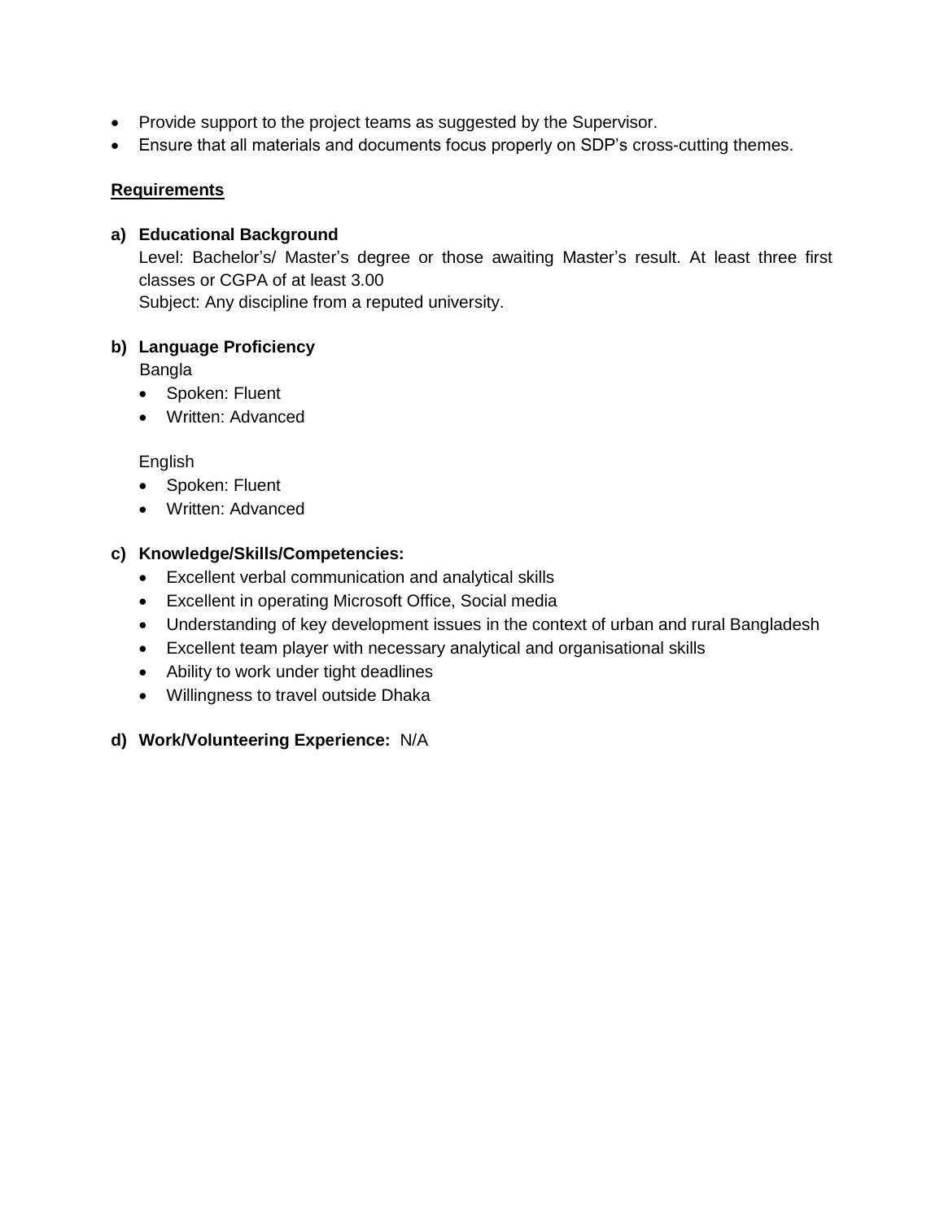- Provide support to the project teams as suggested by the Supervisor.
- Ensure that all materials and documents focus properly on SDP's cross-cutting themes.

## Requirements

**a) Educational Background**

Level: Bachelor's/ Master's degree or those awaiting Master's result. At least three first classes or CGPA of at least 3.00

Subject: Any discipline from a reputed university.

**b) Language Proficiency**

Bangla

- Spoken: Fluent
- Written: Advanced

English

- Spoken: Fluent
- Written: Advanced

**c) Knowledge/Skills/Competencies:**

- Excellent verbal communication and analytical skills
- Excellent in operating Microsoft Office, Social media
- Understanding of key development issues in the context of urban and rural Bangladesh
- Excellent team player with necessary analytical and organisational skills
- Ability to work under tight deadlines
- Willingness to travel outside Dhaka

**d) Work/Volunteering Experience:** N/A